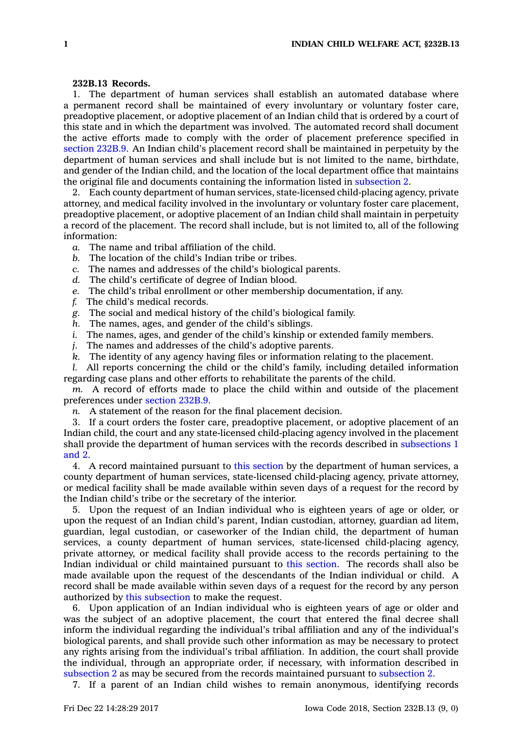**232B.13 Records.**

1. The department of human services shall establish an automated database where a permanent record shall be maintained of every involuntary or voluntary foster care, preadoptive placement, or adoptive placement of an Indian child that is ordered by a court of this state and in which the department was involved. The automated record shall document the active efforts made to comply with the order of placement preference specified in section 232B.9. An Indian child's placement record shall be maintained in perpetuity by the department of human services and shall include but is not limited to the name, birthdate, and gender of the Indian child, and the location of the local department office that maintains the original file and documents containing the information listed in subsection 2.

2. Each county department of human services, state-licensed child-placing agency, private attorney, and medical facility involved in the involuntary or voluntary foster care placement, preadoptive placement, or adoptive placement of an Indian child shall maintain in perpetuity a record of the placement. The record shall include, but is not limited to, all of the following information:

*a.* The name and tribal affiliation of the child.

*b.* The location of the child's Indian tribe or tribes.

*c.* The names and addresses of the child's biological parents.

*d.* The child's certificate of degree of Indian blood.

*e.* The child's tribal enrollment or other membership documentation, if any.

*f.* The child's medical records.

*g.* The social and medical history of the child's biological family.

*h.* The names, ages, and gender of the child's siblings.

*i.* The names, ages, and gender of the child's kinship or extended family members.

*j.* The names and addresses of the child's adoptive parents.

*k.* The identity of any agency having files or information relating to the placement.

*l.* All reports concerning the child or the child's family, including detailed information regarding case plans and other efforts to rehabilitate the parents of the child.

*m.* A record of efforts made to place the child within and outside of the placement preferences under section 232B.9.

*n.* A statement of the reason for the final placement decision.

3. If a court orders the foster care, preadoptive placement, or adoptive placement of an Indian child, the court and any state-licensed child-placing agency involved in the placement shall provide the department of human services with the records described in subsections 1 and 2.

4. A record maintained pursuant to this section by the department of human services, a county department of human services, state-licensed child-placing agency, private attorney, or medical facility shall be made available within seven days of a request for the record by the Indian child's tribe or the secretary of the interior.

5. Upon the request of an Indian individual who is eighteen years of age or older, or upon the request of an Indian child's parent, Indian custodian, attorney, guardian ad litem, guardian, legal custodian, or caseworker of the Indian child, the department of human services, a county department of human services, state-licensed child-placing agency, private attorney, or medical facility shall provide access to the records pertaining to the Indian individual or child maintained pursuant to this section. The records shall also be made available upon the request of the descendants of the Indian individual or child. A record shall be made available within seven days of a request for the record by any person authorized by this subsection to make the request.

6. Upon application of an Indian individual who is eighteen years of age or older and was the subject of an adoptive placement, the court that entered the final decree shall inform the individual regarding the individual's tribal affiliation and any of the individual's biological parents, and shall provide such other information as may be necessary to protect any rights arising from the individual's tribal affiliation. In addition, the court shall provide the individual, through an appropriate order, if necessary, with information described in subsection 2 as may be secured from the records maintained pursuant to subsection 2.

7. If a parent of an Indian child wishes to remain anonymous, identifying records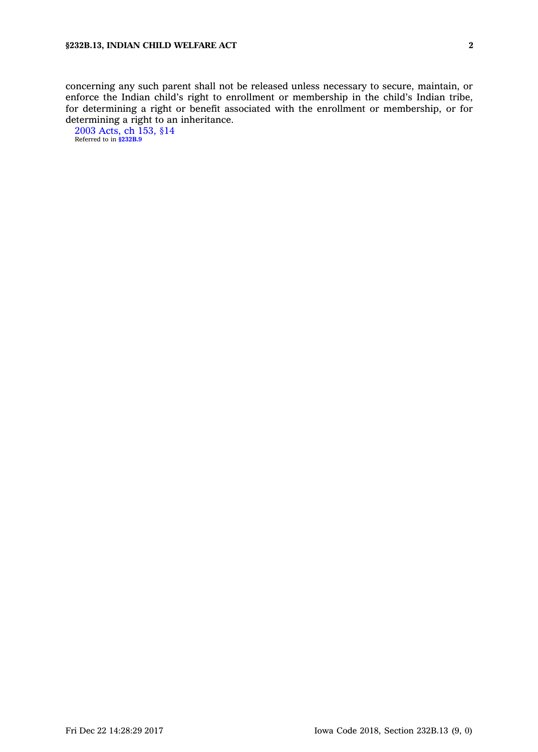concerning any such parent shall not be released unless necessary to secure, maintain, or enforce the Indian child's right to enrollment or membership in the child's Indian tribe, for determining a right or benefit associated with the enrollment or membership, or for determining a right to an inheritance.

2003 Acts, ch 153, §14

Referred to in **§232B.9**